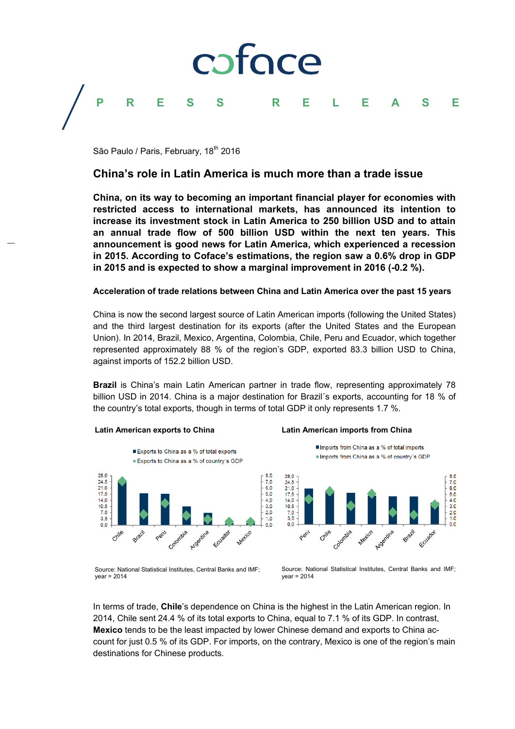coface

PRESS RELEASE

São Paulo / Paris, February, 18th 2016

# China's role in Latin America is much more than a trade issue

**China, on its way to becoming an important financial player for economies with restricted access to international markets, has announced its intention to increase its investment stock in Latin America to 250 billion USD and to attain an annual trade flow of 500 billion USD within the next ten years. This announcement is good news for Latin America, which experienced a recession in 2015. According to Coface's estimations, the region saw a 0.6% drop in GDP in 2015 and is expected to show a marginal improvement in 2016 (-0.2 %).**

### Acceleration of trade relations between China and Latin America over the past 15 years

China is now the second largest source of Latin American imports (following the United States) and the third largest destination for its exports (after the United States and the European Union). In 2014, Brazil, Mexico, Argentina, Colombia, Chile, Peru and Ecuador, which together represented approximately 88 % of the region's GDP, exported 83.3 billion USD to China, against imports of 152.2 billion USD.

**Brazil** is China's main Latin American partner in trade flow, representing approximately 78 billion USD in 2014. China is a major destination for Brazil's exports, accounting for 18 % of the country's total exports, though in terms of total GDP it only represents 1.7 %.

**Latin American exports to China**

Source: National Statistical Institutes, Central Banks and IMF; year = 2014

**Latin American imports from China**

Source: National Statistical Institutes, Central Banks and IMF; year = 2014

In terms of trade, **Chile**'s dependence on China is the highest in the Latin American region. In 2014, Chile sent 24.4 % of its total exports to China, equal to 7.1 % of its GDP. In contrast, **Mexico** tends to be the least impacted by lower Chinese demand and exports to China account for just 0.5 % of its GDP. For imports, on the contrary, Mexico is one of the region's main destinations for Chinese products.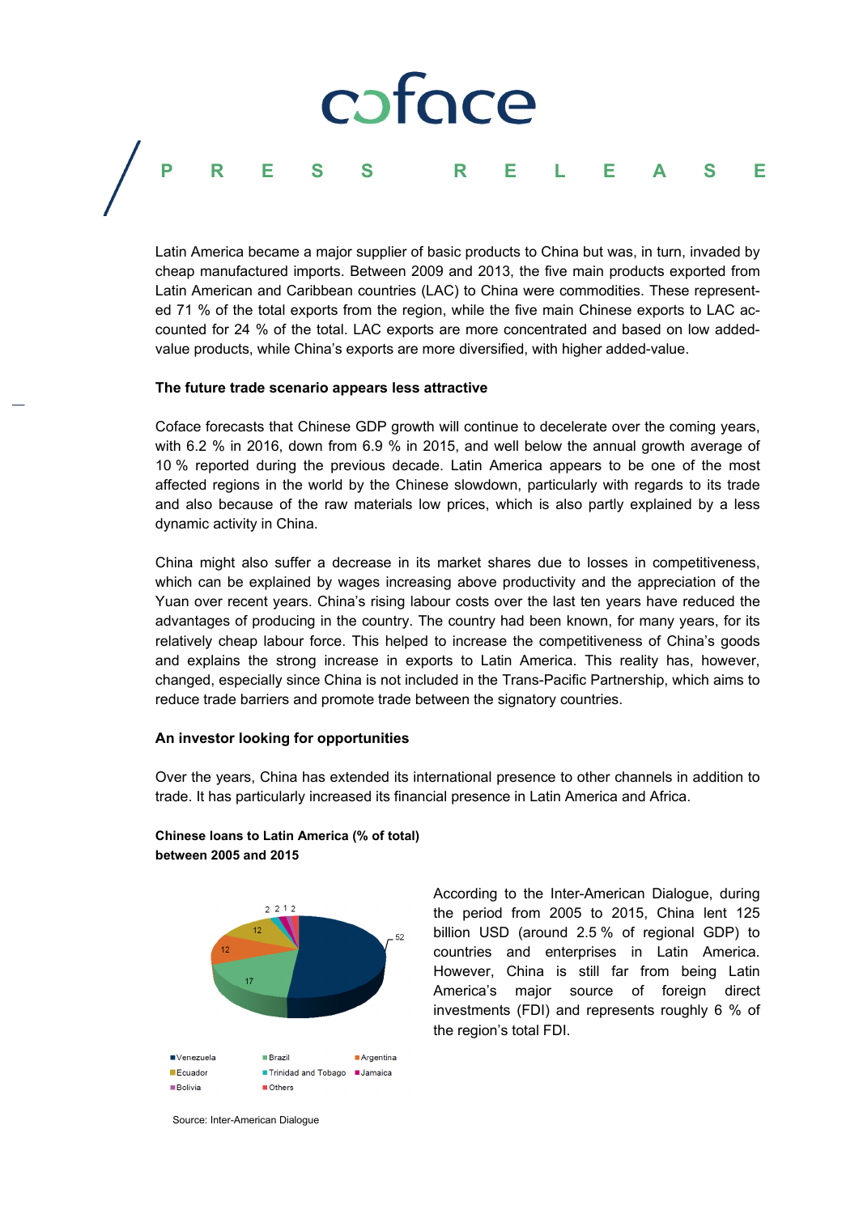Latin America became a major supplier of basic products to China but was, in turn, invaded by cheap manufactured imports. Between 2009 and 2013, the five main products exported from Latin American and Caribbean countries (LAC) to China were commodities. These represented 71 % of the total exports from the region, while the five main Chinese exports to LAC accounted for 24 % of the total. LAC exports are more concentrated and based on low added-value products, while China's exports are more diversified, with higher added-value.

**The future trade scenario appears less attractive**

Coface forecasts that Chinese GDP growth will continue to decelerate over the coming years, with 6.2 % in 2016, down from 6.9 % in 2015, and well below the annual growth average of 10 % reported during the previous decade. Latin America appears to be one of the most affected regions in the world by the Chinese slowdown, particularly with regards to its trade and also because of the raw materials low prices, which is also partly explained by a less dynamic activity in China.

China might also suffer a decrease in its market shares due to losses in competitiveness, which can be explained by wages increasing above productivity and the appreciation of the Yuan over recent years. China's rising labour costs over the last ten years have reduced the advantages of producing in the country. The country had been known, for many years, for its relatively cheap labour force. This helped to increase the competitiveness of China's goods and explains the strong increase in exports to Latin America. This reality has, however, changed, especially since China is not included in the Trans-Pacific Partnership, which aims to reduce trade barriers and promote trade between the signatory countries.

**An investor looking for opportunities**

Over the years, China has extended its international presence to other channels in addition to trade. It has particularly increased its financial presence in Latin America and Africa.

**Chinese loans to Latin America (% of total) between 2005 and 2015**

| Country | % |
|---|---|
| Venezuela | 52 |
| Brazil | 17 |
| Argentina | 12 |
| Ecuador | 12 |
| Trinidad and Tobago | 2 |
| Jamaica | 2 |
| Bolivia | 1 |
| Others | 2 |

Source: Inter-American Dialogue

According to the Inter-American Dialogue, during the period from 2005 to 2015, China lent 125 billion USD (around 2.5 % of regional GDP) to countries and enterprises in Latin America. However, China is still far from being Latin America's major source of foreign direct investments (FDI) and represents roughly 6 % of the region's total FDI.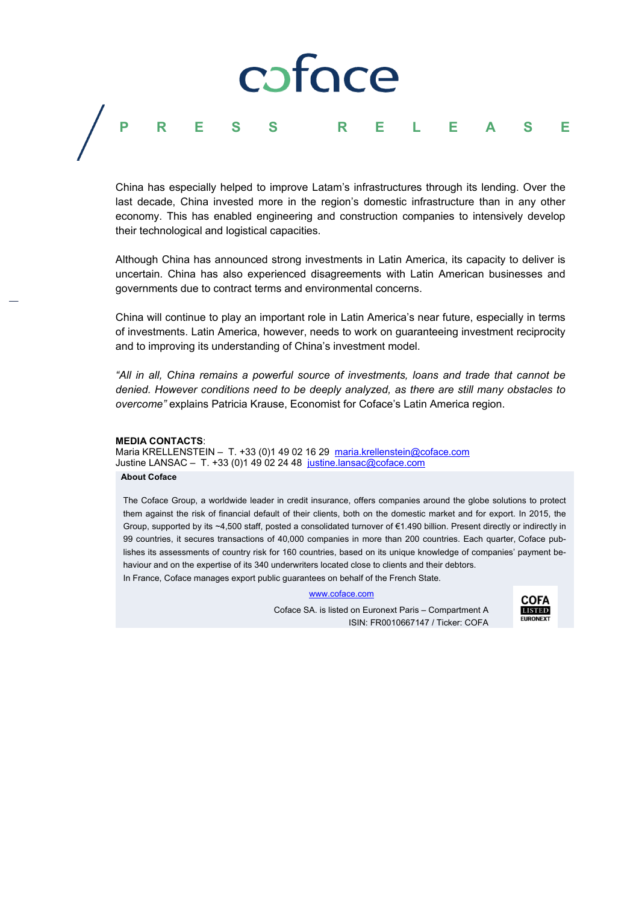China has especially helped to improve Latam's infrastructures through its lending. Over the last decade, China invested more in the region's domestic infrastructure than in any other economy. This has enabled engineering and construction companies to intensively develop their technological and logistical capacities.

Although China has announced strong investments in Latin America, its capacity to deliver is uncertain. China has also experienced disagreements with Latin American businesses and governments due to contract terms and environmental concerns.

China will continue to play an important role in Latin America's near future, especially in terms of investments. Latin America, however, needs to work on guaranteeing investment reciprocity and to improving its understanding of China's investment model.

*"All in all, China remains a powerful source of investments, loans and trade that cannot be denied. However conditions need to be deeply analyzed, as there are still many obstacles to overcome"* explains Patricia Krause, Economist for Coface's Latin America region.

**MEDIA CONTACTS**:
Maria KRELLENSTEIN – T. +33 (0)1 49 02 16 29 maria.krellenstein@coface.com
Justine LANSAC – T. +33 (0)1 49 02 24 48 justine.lansac@coface.com

**About Coface**

The Coface Group, a worldwide leader in credit insurance, offers companies around the globe solutions to protect them against the risk of financial default of their clients, both on the domestic market and for export. In 2015, the Group, supported by its ~4,500 staff, posted a consolidated turnover of €1.490 billion. Present directly or indirectly in 99 countries, it secures transactions of 40,000 companies in more than 200 countries. Each quarter, Coface publishes its assessments of country risk for 160 countries, based on its unique knowledge of companies' payment behaviour and on the expertise of its 340 underwriters located close to clients and their debtors.
In France, Coface manages export public guarantees on behalf of the French State.

www.coface.com

Coface SA. is listed on Euronext Paris – Compartment A
ISIN: FR0010667147 / Ticker: COFA

COFA LISTED EURONEXT